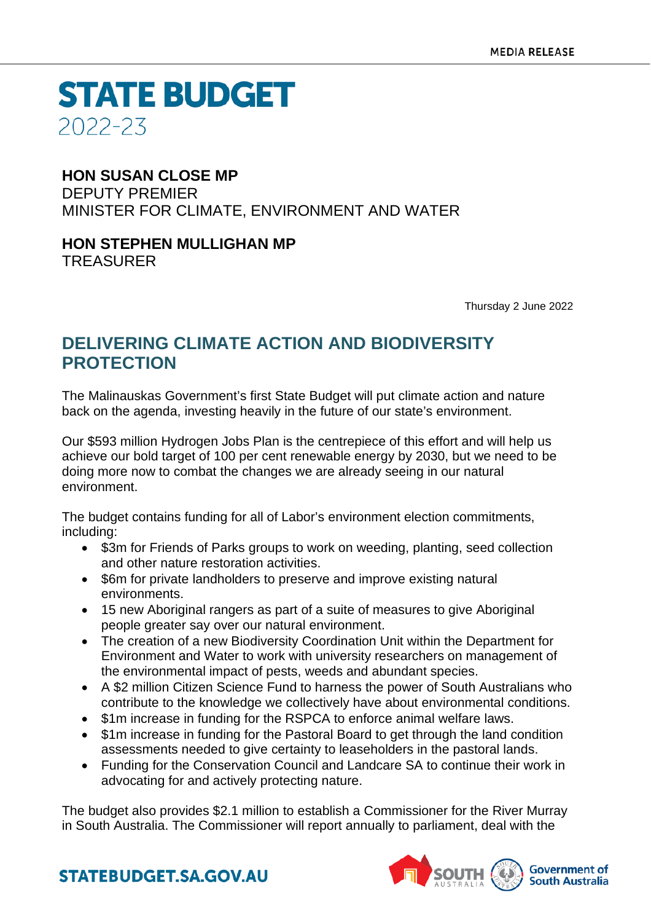MEDIA RELEASE

# STATE BUDGET
2022-23

**HON SUSAN CLOSE MP**
DEPUTY PREMIER
MINISTER FOR CLIMATE, ENVIRONMENT AND WATER

**HON STEPHEN MULLIGHAN MP**
TREASURER

Thursday 2 June 2022

## DELIVERING CLIMATE ACTION AND BIODIVERSITY PROTECTION

The Malinauskas Government's first State Budget will put climate action and nature back on the agenda, investing heavily in the future of our state's environment.

Our $593 million Hydrogen Jobs Plan is the centrepiece of this effort and will help us achieve our bold target of 100 per cent renewable energy by 2030, but we need to be doing more now to combat the changes we are already seeing in our natural environment.

The budget contains funding for all of Labor's environment election commitments, including:

- $3m for Friends of Parks groups to work on weeding, planting, seed collection and other nature restoration activities.
- $6m for private landholders to preserve and improve existing natural environments.
- 15 new Aboriginal rangers as part of a suite of measures to give Aboriginal people greater say over our natural environment.
- The creation of a new Biodiversity Coordination Unit within the Department for Environment and Water to work with university researchers on management of the environmental impact of pests, weeds and abundant species.
- A $2 million Citizen Science Fund to harness the power of South Australians who contribute to the knowledge we collectively have about environmental conditions.
- $1m increase in funding for the RSPCA to enforce animal welfare laws.
- $1m increase in funding for the Pastoral Board to get through the land condition assessments needed to give certainty to leaseholders in the pastoral lands.
- Funding for the Conservation Council and Landcare SA to continue their work in advocating for and actively protecting nature.

The budget also provides $2.1 million to establish a Commissioner for the River Murray in South Australia. The Commissioner will report annually to parliament, deal with the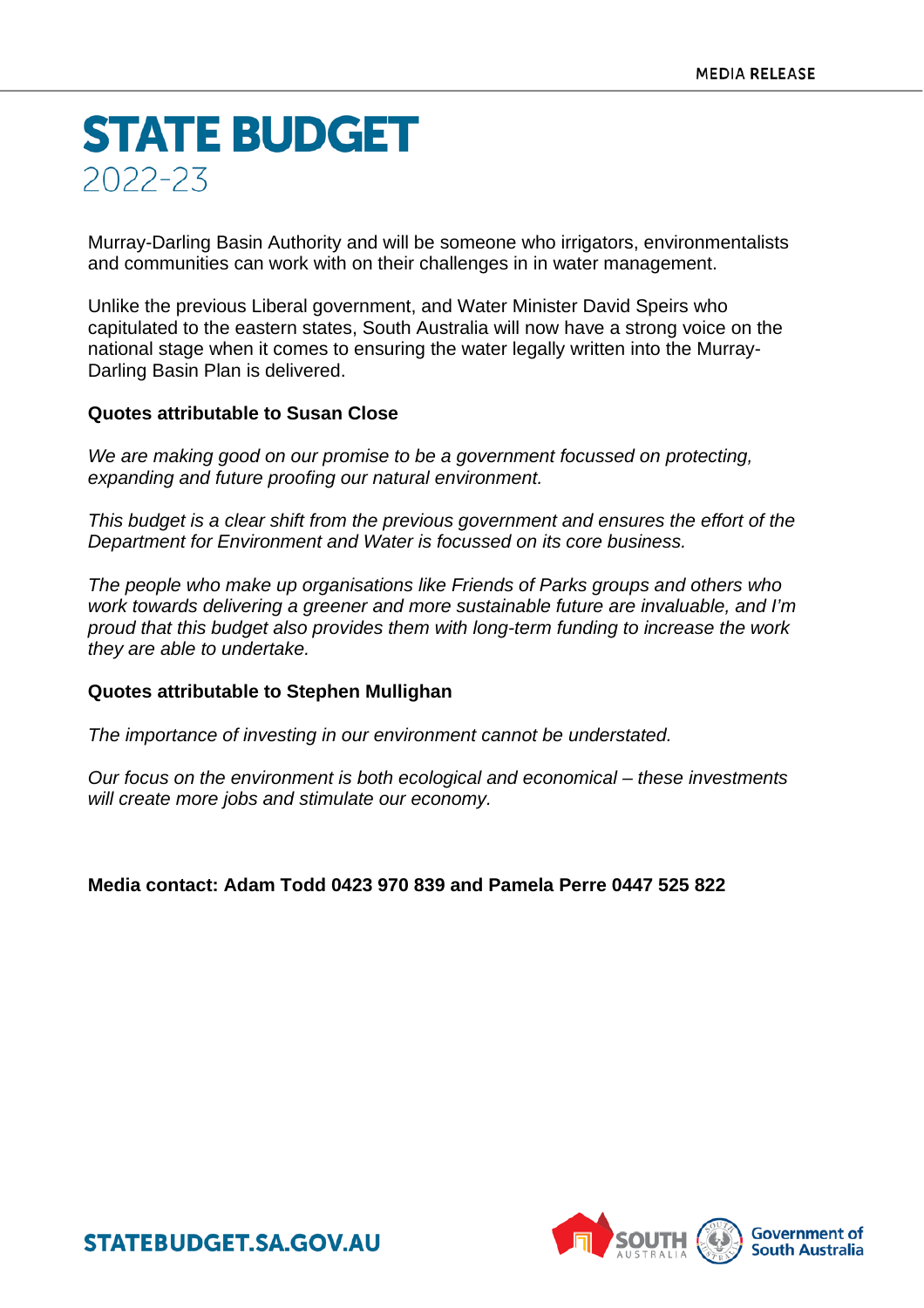Murray-Darling Basin Authority and will be someone who irrigators, environmentalists and communities can work with on their challenges in in water management.

Unlike the previous Liberal government, and Water Minister David Speirs who capitulated to the eastern states, South Australia will now have a strong voice on the national stage when it comes to ensuring the water legally written into the Murray-Darling Basin Plan is delivered.

**Quotes attributable to Susan Close**

*We are making good on our promise to be a government focussed on protecting, expanding and future proofing our natural environment.*

*This budget is a clear shift from the previous government and ensures the effort of the Department for Environment and Water is focussed on its core business.*

*The people who make up organisations like Friends of Parks groups and others who work towards delivering a greener and more sustainable future are invaluable, and I'm proud that this budget also provides them with long-term funding to increase the work they are able to undertake.*

**Quotes attributable to Stephen Mullighan**

*The importance of investing in our environment cannot be understated.*

*Our focus on the environment is both ecological and economical – these investments will create more jobs and stimulate our economy.*

**Media contact: Adam Todd 0423 970 839 and Pamela Perre 0447 525 822**